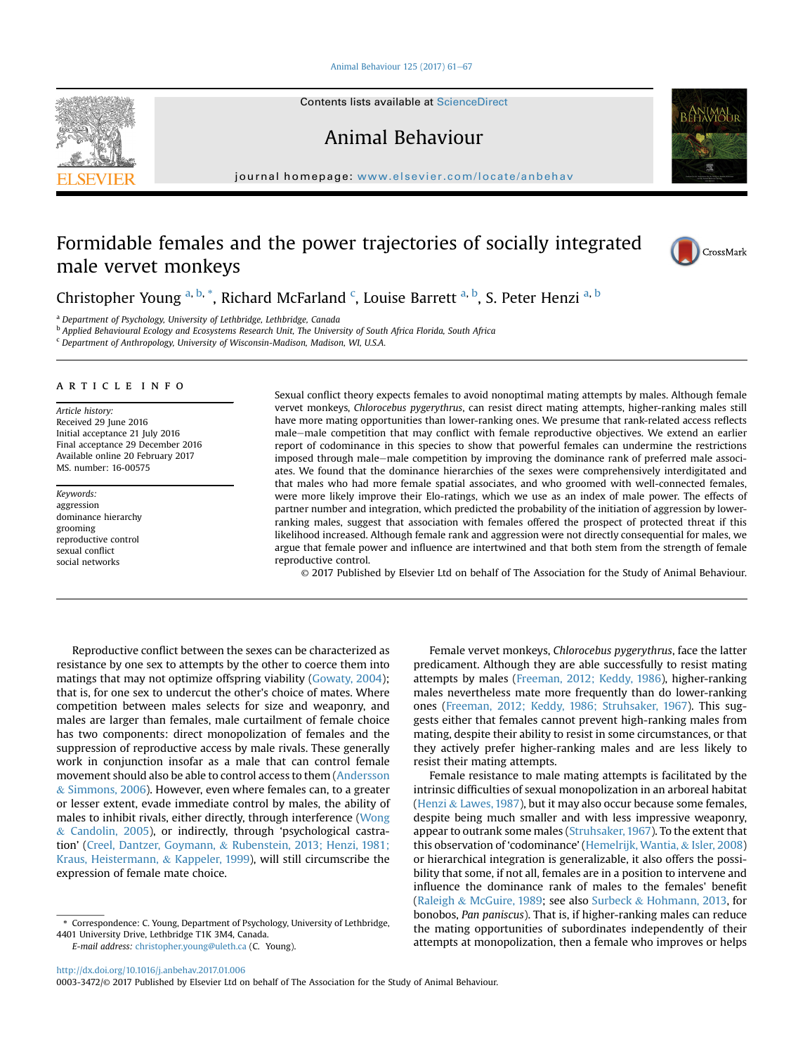# Formidable females and the power trajectories of socially integrated male vervet monkeys

Christopher Young [a,b,*], Richard McFarland [c], Louise Barrett [a,b], S. Peter Henzi [a,b]

[a] Department of Psychology, University of Lethbridge, Lethbridge, Canada
[b] Applied Behavioural Ecology and Ecosystems Research Unit, The University of South Africa Florida, South Africa
[c] Department of Anthropology, University of Wisconsin-Madison, Madison, WI, U.S.A.

## ARTICLE INFO

*Article history:*
Received 29 June 2016
Initial acceptance 21 July 2016
Final acceptance 29 December 2016
Available online 20 February 2017
MS. number: 16-00575

*Keywords:*
aggression
dominance hierarchy
grooming
reproductive control
sexual conflict
social networks

Sexual conflict theory expects females to avoid nonoptimal mating attempts by males. Although female vervet monkeys, *Chlorocebus pygerythrus*, can resist direct mating attempts, higher-ranking males still have more mating opportunities than lower-ranking ones. We presume that rank-related access reflects male–male competition that may conflict with female reproductive objectives. We extend an earlier report of codominance in this species to show that powerful females can undermine the restrictions imposed through male–male competition by improving the dominance rank of preferred male associates. We found that the dominance hierarchies of the sexes were comprehensively interdigitated and that males who had more female spatial associates, and who groomed with well-connected females, were more likely improve their Elo-ratings, which we use as an index of male power. The effects of partner number and integration, which predicted the probability of the initiation of aggression by lower-ranking males, suggest that association with females offered the prospect of protected threat if this likelihood increased. Although female rank and aggression were not directly consequential for males, we argue that female power and influence are intertwined and that both stem from the strength of female reproductive control.

© 2017 Published by Elsevier Ltd on behalf of The Association for the Study of Animal Behaviour.

Reproductive conflict between the sexes can be characterized as resistance by one sex to attempts by the other to coerce them into matings that may not optimize offspring viability (Gowaty, 2004); that is, for one sex to undercut the other's choice of mates. Where competition between males selects for size and weaponry, and males are larger than females, male curtailment of female choice has two components: direct monopolization of females and the suppression of reproductive access by male rivals. These generally work in conjunction insofar as a male that can control female movement should also be able to control access to them (Andersson & Simmons, 2006). However, even where females can, to a greater or lesser extent, evade immediate control by males, the ability of males to inhibit rivals, either directly, through interference (Wong & Candolin, 2005), or indirectly, through 'psychological castration' (Creel, Dantzer, Goymann, & Rubenstein, 2013; Henzi, 1981; Kraus, Heistermann, & Kappeler, 1999), will still circumscribe the expression of female mate choice.

Female vervet monkeys, *Chlorocebus pygerythrus*, face the latter predicament. Although they are able successfully to resist mating attempts by males (Freeman, 2012; Keddy, 1986), higher-ranking males nevertheless mate more frequently than do lower-ranking ones (Freeman, 2012; Keddy, 1986; Struhsaker, 1967). This suggests either that females cannot prevent high-ranking males from mating, despite their ability to resist in some circumstances, or that they actively prefer higher-ranking males and are less likely to resist their mating attempts.

Female resistance to male mating attempts is facilitated by the intrinsic difficulties of sexual monopolization in an arboreal habitat (Henzi & Lawes, 1987), but it may also occur because some females, despite being much smaller and with less impressive weaponry, appear to outrank some males (Struhsaker, 1967). To the extent that this observation of 'codominance' (Hemelrijk, Wantia, & Isler, 2008) or hierarchical integration is generalizable, it also offers the possibility that some, if not all, females are in a position to intervene and influence the dominance rank of males to the females' benefit (Raleigh & McGuire, 1989; see also Surbeck & Hohmann, 2013, for bonobos, *Pan paniscus*). That is, if higher-ranking males can reduce the mating opportunities of subordinates independently of their attempts at monopolization, then a female who improves or helps

* Correspondence: C. Young, Department of Psychology, University of Lethbridge, 4401 University Drive, Lethbridge T1K 3M4, Canada.
*E-mail address:* christopher.young@uleth.ca (C. Young).

http://dx.doi.org/10.1016/j.anbehav.2017.01.006
0003-3472/© 2017 Published by Elsevier Ltd on behalf of The Association for the Study of Animal Behaviour.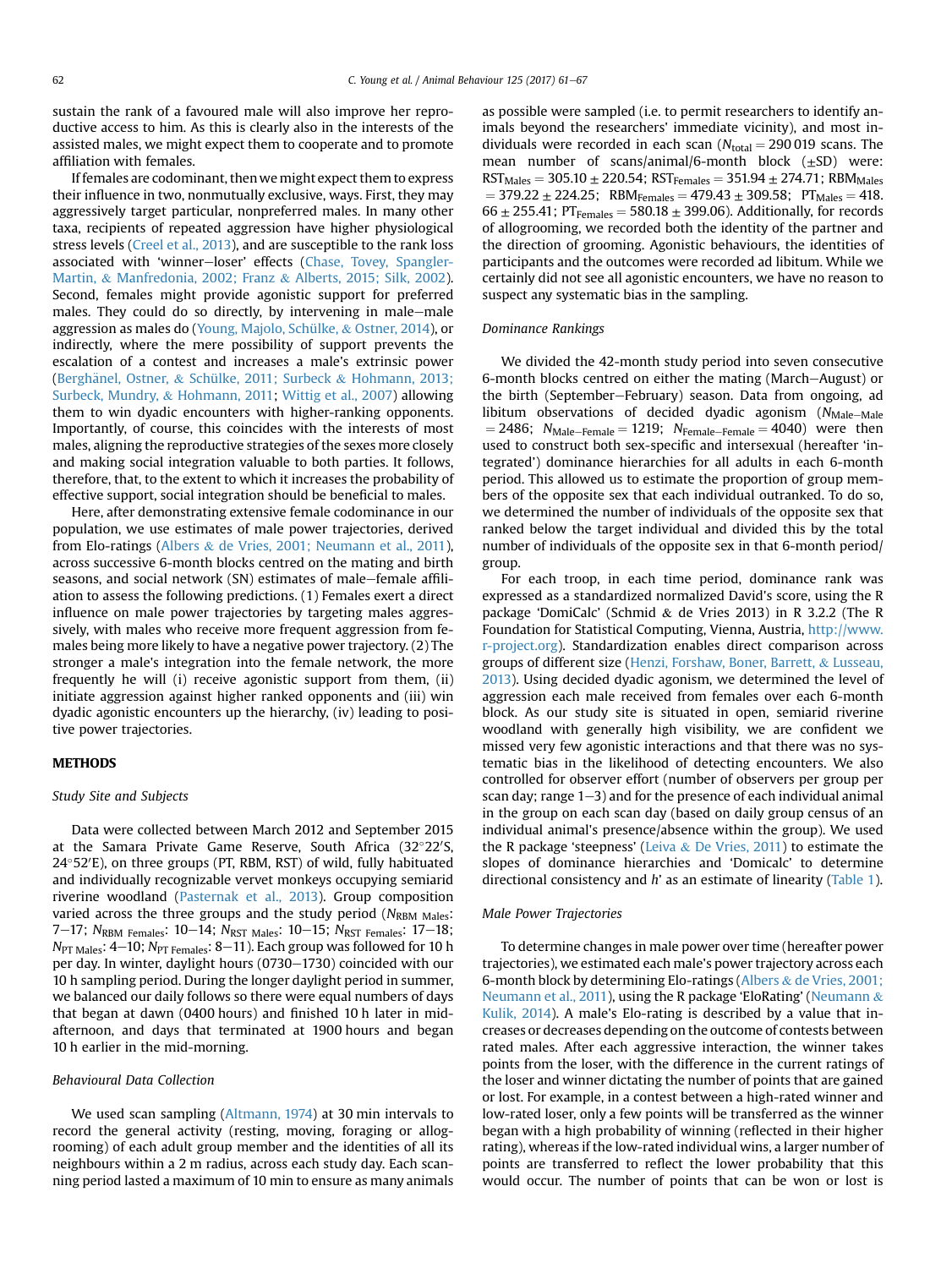sustain the rank of a favoured male will also improve her reproductive access to him. As this is clearly also in the interests of the assisted males, we might expect them to cooperate and to promote affiliation with females.

If females are codominant, then we might expect them to express their influence in two, nonmutually exclusive, ways. First, they may aggressively target particular, nonpreferred males. In many other taxa, recipients of repeated aggression have higher physiological stress levels (Creel et al., 2013), and are susceptible to the rank loss associated with 'winner–loser' effects (Chase, Tovey, Spangler-Martin, & Manfredonia, 2002; Franz & Alberts, 2015; Silk, 2002). Second, females might provide agonistic support for preferred males. They could do so directly, by intervening in male–male aggression as males do (Young, Majolo, Schülke, & Ostner, 2014), or indirectly, where the mere possibility of support prevents the escalation of a contest and increases a male's extrinsic power (Berghänel, Ostner, & Schülke, 2011; Surbeck & Hohmann, 2013; Surbeck, Mundry, & Hohmann, 2011; Wittig et al., 2007) allowing them to win dyadic encounters with higher-ranking opponents. Importantly, of course, this coincides with the interests of most males, aligning the reproductive strategies of the sexes more closely and making social integration valuable to both parties. It follows, therefore, that, to the extent to which it increases the probability of effective support, social integration should be beneficial to males.

Here, after demonstrating extensive female codominance in our population, we use estimates of male power trajectories, derived from Elo-ratings (Albers & de Vries, 2001; Neumann et al., 2011), across successive 6-month blocks centred on the mating and birth seasons, and social network (SN) estimates of male–female affiliation to assess the following predictions. (1) Females exert a direct influence on male power trajectories by targeting males aggressively, with males who receive more frequent aggression from females being more likely to have a negative power trajectory. (2) The stronger a male's integration into the female network, the more frequently he will (i) receive agonistic support from them, (ii) initiate aggression against higher ranked opponents and (iii) win dyadic agonistic encounters up the hierarchy, (iv) leading to positive power trajectories.

## METHODS

### Study Site and Subjects

Data were collected between March 2012 and September 2015 at the Samara Private Game Reserve, South Africa (32°22′S, 24°52′E), on three groups (PT, RBM, RST) of wild, fully habituated and individually recognizable vervet monkeys occupying semiarid riverine woodland (Pasternak et al., 2013). Group composition varied across the three groups and the study period ($N_{\text{RBM Males}}$: 7–17; $N_{\text{RBM Females}}$: 10–14; $N_{\text{RST Males}}$: 10–15; $N_{\text{RST Females}}$: 17–18; $N_{\text{PT Males}}$: 4–10; $N_{\text{PT Females}}$: 8–11). Each group was followed for 10 h per day. In winter, daylight hours (0730–1730) coincided with our 10 h sampling period. During the longer daylight period in summer, we balanced our daily follows so there were equal numbers of days that began at dawn (0400 hours) and finished 10 h later in mid-afternoon, and days that terminated at 1900 hours and began 10 h earlier in the mid-morning.

### Behavioural Data Collection

We used scan sampling (Altmann, 1974) at 30 min intervals to record the general activity (resting, moving, foraging or allogrooming) of each adult group member and the identities of all its neighbours within a 2 m radius, across each study day. Each scanning period lasted a maximum of 10 min to ensure as many animals as possible were sampled (i.e. to permit researchers to identify animals beyond the researchers' immediate vicinity), and most individuals were recorded in each scan ($N_{\text{total}} = 290\,019$ scans. The mean number of scans/animal/6-month block (±SD) were: $\text{RST}_{\text{Males}} = 305.10 \pm 220.54$; $\text{RST}_{\text{Females}} = 351.94 \pm 274.71$; $\text{RBM}_{\text{Males}} = 379.22 \pm 224.25$; $\text{RBM}_{\text{Females}} = 479.43 \pm 309.58$; $\text{PT}_{\text{Males}} = 418.66 \pm 255.41$; $\text{PT}_{\text{Females}} = 580.18 \pm 399.06$). Additionally, for records of allogrooming, we recorded both the identity of the partner and the direction of grooming. Agonistic behaviours, the identities of participants and the outcomes were recorded ad libitum. While we certainly did not see all agonistic encounters, we have no reason to suspect any systematic bias in the sampling.

### Dominance Rankings

We divided the 42-month study period into seven consecutive 6-month blocks centred on either the mating (March–August) or the birth (September–February) season. Data from ongoing, ad libitum observations of decided dyadic agonism ($N_{\text{Male–Male}} = 2486$; $N_{\text{Male–Female}} = 1219$; $N_{\text{Female–Female}} = 4040$) were then used to construct both sex-specific and intersexual (hereafter 'integrated') dominance hierarchies for all adults in each 6-month period. This allowed us to estimate the proportion of group members of the opposite sex that each individual outranked. To do so, we determined the number of individuals of the opposite sex that ranked below the target individual and divided this by the total number of individuals of the opposite sex in that 6-month period/group.

For each troop, in each time period, dominance rank was expressed as a standardized normalized David's score, using the R package 'DomiCalc' (Schmid & de Vries 2013) in R 3.2.2 (The R Foundation for Statistical Computing, Vienna, Austria, http://www.r-project.org). Standardization enables direct comparison across groups of different size (Henzi, Forshaw, Boner, Barrett, & Lusseau, 2013). Using decided dyadic agonism, we determined the level of aggression each male received from females over each 6-month block. As our study site is situated in open, semiarid riverine woodland with generally high visibility, we are confident we missed very few agonistic interactions and that there was no systematic bias in the likelihood of detecting encounters. We also controlled for observer effort (number of observers per group per scan day; range 1–3) and for the presence of each individual animal in the group on each scan day (based on daily group census of an individual animal's presence/absence within the group). We used the R package 'steepness' (Leiva & De Vries, 2011) to estimate the slopes of dominance hierarchies and 'Domicalc' to determine directional consistency and $h'$ as an estimate of linearity (Table 1).

### Male Power Trajectories

To determine changes in male power over time (hereafter power trajectories), we estimated each male's power trajectory across each 6-month block by determining Elo-ratings (Albers & de Vries, 2001; Neumann et al., 2011), using the R package 'EloRating' (Neumann & Kulik, 2014). A male's Elo-rating is described by a value that increases or decreases depending on the outcome of contests between rated males. After each aggressive interaction, the winner takes points from the loser, with the difference in the current ratings of the loser and winner dictating the number of points that are gained or lost. For example, in a contest between a high-rated winner and low-rated loser, only a few points will be transferred as the winner began with a high probability of winning (reflected in their higher rating), whereas if the low-rated individual wins, a larger number of points are transferred to reflect the lower probability that this would occur. The number of points that can be won or lost is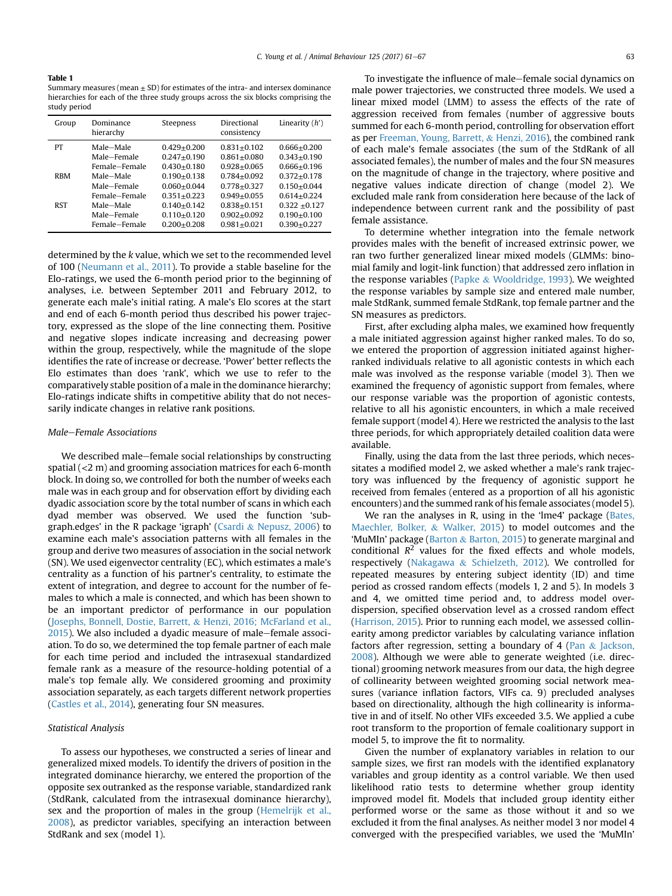**Table 1**
Summary measures (mean ± SD) for estimates of the intra- and intersex dominance hierarchies for each of the three study groups across the six blocks comprising the study period

| Group | Dominance hierarchy | Steepness | Directional consistency | Linearity ($h'$) |
|---|---|---|---|---|
| PT | Male–Male | 0.429±0.200 | 0.831±0.102 | 0.666±0.200 |
| | Male–Female | 0.247±0.190 | 0.861±0.080 | 0.343±0.190 |
| | Female–Female | 0.430±0.180 | 0.928±0.065 | 0.666±0.196 |
| RBM | Male–Male | 0.190±0.138 | 0.784±0.092 | 0.372±0.178 |
| | Male–Female | 0.060±0.044 | 0.778±0.327 | 0.150±0.044 |
| | Female–Female | 0.351±0.223 | 0.949±0.055 | 0.614±0.224 |
| RST | Male–Male | 0.140±0.142 | 0.838±0.151 | 0.322 ±0.127 |
| | Male–Female | 0.110±0.120 | 0.902±0.092 | 0.190±0.100 |
| | Female–Female | 0.200±0.208 | 0.981±0.021 | 0.390±0.227 |

determined by the $k$ value, which we set to the recommended level of 100 (Neumann et al., 2011). To provide a stable baseline for the Elo-ratings, we used the 6-month period prior to the beginning of analyses, i.e. between September 2011 and February 2012, to generate each male's initial rating. A male's Elo scores at the start and end of each 6-month period thus described his power trajectory, expressed as the slope of the line connecting them. Positive and negative slopes indicate increasing and decreasing power within the group, respectively, while the magnitude of the slope identifies the rate of increase or decrease. 'Power' better reflects the Elo estimates than does 'rank', which we use to refer to the comparatively stable position of a male in the dominance hierarchy; Elo-ratings indicate shifts in competitive ability that do not necessarily indicate changes in relative rank positions.

### Male–Female Associations

We described male–female social relationships by constructing spatial (<2 m) and grooming association matrices for each 6-month block. In doing so, we controlled for both the number of weeks each male was in each group and for observation effort by dividing each dyadic association score by the total number of scans in which each dyad member was observed. We used the function 'subgraph.edges' in the R package 'igraph' (Csardi & Nepusz, 2006) to examine each male's association patterns with all females in the group and derive two measures of association in the social network (SN). We used eigenvector centrality (EC), which estimates a male's centrality as a function of his partner's centrality, to estimate the extent of integration, and degree to account for the number of females to which a male is connected, and which has been shown to be an important predictor of performance in our population (Josephs, Bonnell, Dostie, Barrett, & Henzi, 2016; McFarland et al., 2015). We also included a dyadic measure of male–female association. To do so, we determined the top female partner of each male for each time period and included the intrasexual standardized female rank as a measure of the resource-holding potential of a male's top female ally. We considered grooming and proximity association separately, as each targets different network properties (Castles et al., 2014), generating four SN measures.

### Statistical Analysis

To assess our hypotheses, we constructed a series of linear and generalized mixed models. To identify the drivers of position in the integrated dominance hierarchy, we entered the proportion of the opposite sex outranked as the response variable, standardized rank (StdRank, calculated from the intrasexual dominance hierarchy), sex and the proportion of males in the group (Hemelrijk et al., 2008), as predictor variables, specifying an interaction between StdRank and sex (model 1).

To investigate the influence of male–female social dynamics on male power trajectories, we constructed three models. We used a linear mixed model (LMM) to assess the effects of the rate of aggression received from females (number of aggressive bouts summed for each 6-month period, controlling for observation effort as per Freeman, Young, Barrett, & Henzi, 2016), the combined rank of each male's female associates (the sum of the StdRank of all associated females), the number of males and the four SN measures on the magnitude of change in the trajectory, where positive and negative values indicate direction of change (model 2). We excluded male rank from consideration here because of the lack of independence between current rank and the possibility of past female assistance.

To determine whether integration into the female network provides males with the benefit of increased extrinsic power, we ran two further generalized linear mixed models (GLMMs: binomial family and logit-link function) that addressed zero inflation in the response variables (Papke & Wooldridge, 1993). We weighted the response variables by sample size and entered male number, male StdRank, summed female StdRank, top female partner and the SN measures as predictors.

First, after excluding alpha males, we examined how frequently a male initiated aggression against higher ranked males. To do so, we entered the proportion of aggression initiated against higher-ranked individuals relative to all agonistic contests in which each male was involved as the response variable (model 3). Then we examined the frequency of agonistic support from females, where our response variable was the proportion of agonistic contests, relative to all his agonistic encounters, in which a male received female support (model 4). Here we restricted the analysis to the last three periods, for which appropriately detailed coalition data were available.

Finally, using the data from the last three periods, which necessitates a modified model 2, we asked whether a male's rank trajectory was influenced by the frequency of agonistic support he received from females (entered as a proportion of all his agonistic encounters) and the summed rank of his female associates (model 5).

We ran the analyses in R, using in the 'lme4' package (Bates, Maechler, Bolker, & Walker, 2015) to model outcomes and the 'MuMIn' package (Barton & Barton, 2015) to generate marginal and conditional $R^2$ values for the fixed effects and whole models, respectively (Nakagawa & Schielzeth, 2012). We controlled for repeated measures by entering subject identity (ID) and time period as crossed random effects (models 1, 2 and 5). In models 3 and 4, we omitted time period and, to address model overdispersion, specified observation level as a crossed random effect (Harrison, 2015). Prior to running each model, we assessed collinearity among predictor variables by calculating variance inflation factors after regression, setting a boundary of 4 (Pan & Jackson, 2008). Although we were able to generate weighted (i.e. directional) grooming network measures from our data, the high degree of collinearity between weighted grooming social network measures (variance inflation factors, VIFs ca. 9) precluded analyses based on directionality, although the high collinearity is informative in and of itself. No other VIFs exceeded 3.5. We applied a cube root transform to the proportion of female coalitionary support in model 5, to improve the fit to normality.

Given the number of explanatory variables in relation to our sample sizes, we first ran models with the identified explanatory variables and group identity as a control variable. We then used likelihood ratio tests to determine whether group identity improved model fit. Models that included group identity either performed worse or the same as those without it and so we excluded it from the final analyses. As neither model 3 nor model 4 converged with the prespecified variables, we used the 'MuMIn'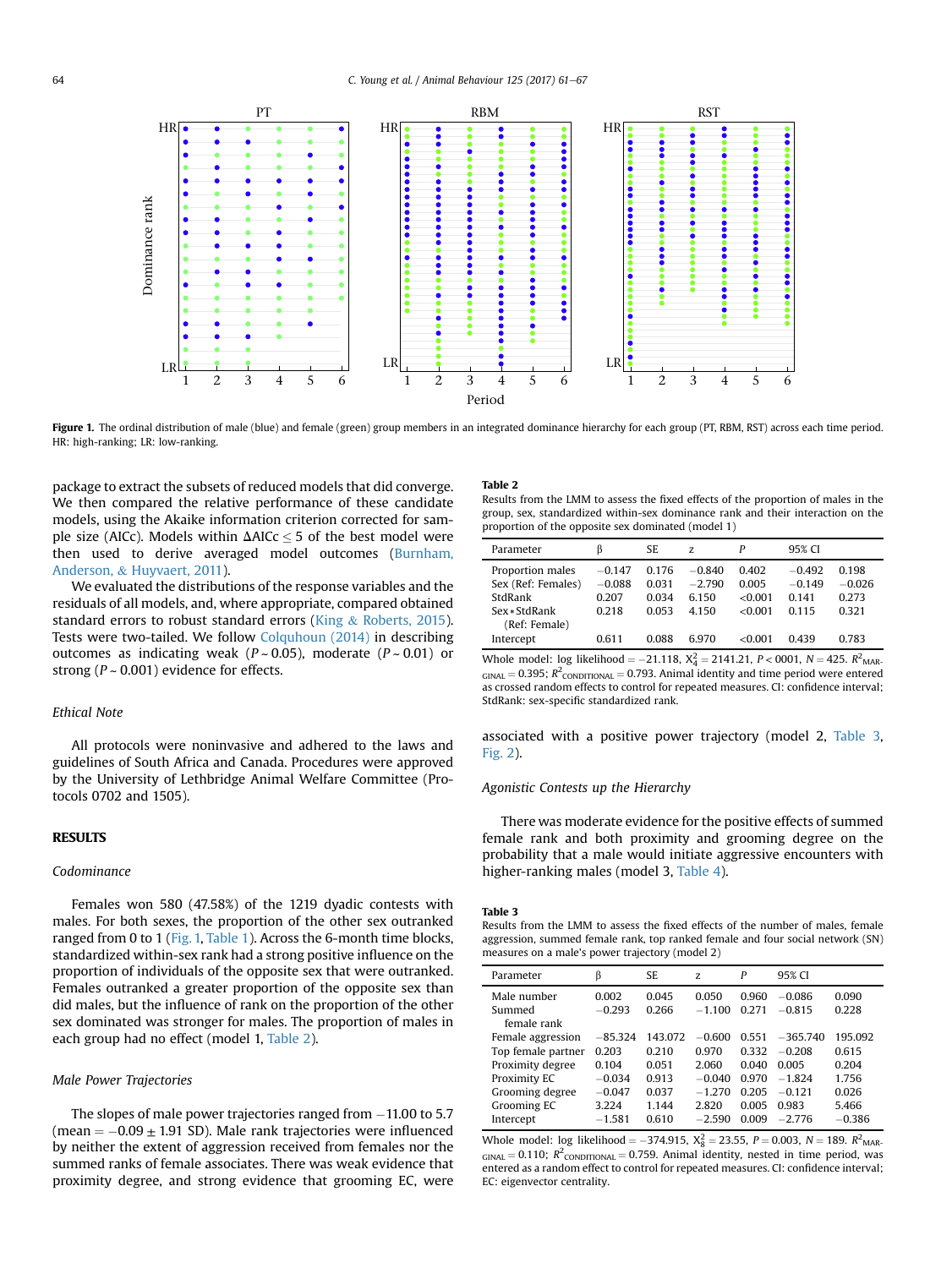Figure 1. The ordinal distribution of male (blue) and female (green) group members in an integrated dominance hierarchy for each group (PT, RBM, RST) across each time period. HR: high-ranking; LR: low-ranking.

package to extract the subsets of reduced models that did converge. We then compared the relative performance of these candidate models, using the Akaike information criterion corrected for sample size (AICc). Models within ΔAICc ≤ 5 of the best model were then used to derive averaged model outcomes (Burnham, Anderson, & Huyvaert, 2011).

We evaluated the distributions of the response variables and the residuals of all models, and, where appropriate, compared obtained standard errors to robust standard errors (King & Roberts, 2015). Tests were two-tailed. We follow Colquhoun (2014) in describing outcomes as indicating weak ($P \sim 0.05$), moderate ($P \sim 0.01$) or strong ($P \sim 0.001$) evidence for effects.

### Ethical Note

All protocols were noninvasive and adhered to the laws and guidelines of South Africa and Canada. Procedures were approved by the University of Lethbridge Animal Welfare Committee (Protocols 0702 and 1505).

## RESULTS

### Codominance

Females won 580 (47.58%) of the 1219 dyadic contests with males. For both sexes, the proportion of the other sex outranked ranged from 0 to 1 (Fig. 1, Table 1). Across the 6-month time blocks, standardized within-sex rank had a strong positive influence on the proportion of individuals of the opposite sex that were outranked. Females outranked a greater proportion of the opposite sex than did males, but the influence of rank on the proportion of the other sex dominated was stronger for males. The proportion of males in each group had no effect (model 1, Table 2).

**Table 2**
Results from the LMM to assess the fixed effects of the proportion of males in the group, sex, standardized within-sex dominance rank and their interaction on the proportion of the opposite sex dominated (model 1)

| Parameter | β | SE | z | P | 95% CI | |
|---|---|---|---|---|---|---|
| Proportion males | −0.147 | 0.176 | −0.840 | 0.402 | −0.492 | 0.198 |
| Sex (Ref: Females) | −0.088 | 0.031 | −2.790 | 0.005 | −0.149 | −0.026 |
| StdRank | 0.207 | 0.034 | 6.150 | <0.001 | 0.141 | 0.273 |
| Sex*StdRank (Ref: Female) | 0.218 | 0.053 | 4.150 | <0.001 | 0.115 | 0.321 |
| Intercept | 0.611 | 0.088 | 6.970 | <0.001 | 0.439 | 0.783 |

Whole model: log likelihood = −21.118, $X^2_4 = 2141.21$, $P < 0001$, $N = 425$. $R^2_{MARGINAL} = 0.395$; $R^2_{CONDITIONAL} = 0.793$. Animal identity and time period were entered as crossed random effects to control for repeated measures. CI: confidence interval; StdRank: sex-specific standardized rank.

### Male Power Trajectories

The slopes of male power trajectories ranged from −11.00 to 5.7 (mean = −0.09 ± 1.91 SD). Male rank trajectories were influenced by neither the extent of aggression received from females nor the summed ranks of female associates. There was weak evidence that proximity degree, and strong evidence that grooming EC, were associated with a positive power trajectory (model 2, Table 3, Fig. 2).

### Agonistic Contests up the Hierarchy

There was moderate evidence for the positive effects of summed female rank and both proximity and grooming degree on the probability that a male would initiate aggressive encounters with higher-ranking males (model 3, Table 4).

**Table 3**
Results from the LMM to assess the fixed effects of the number of males, female aggression, summed female rank, top ranked female and four social network (SN) measures on a male's power trajectory (model 2)

| Parameter | β | SE | z | P | 95% CI | |
|---|---|---|---|---|---|---|
| Male number | 0.002 | 0.045 | 0.050 | 0.960 | −0.086 | 0.090 |
| Summed female rank | −0.293 | 0.266 | −1.100 | 0.271 | −0.815 | 0.228 |
| Female aggression | −85.324 | 143.072 | −0.600 | 0.551 | −365.740 | 195.092 |
| Top female partner | 0.203 | 0.210 | 0.970 | 0.332 | −0.208 | 0.615 |
| Proximity degree | 0.104 | 0.051 | 2.060 | 0.040 | 0.005 | 0.204 |
| Proximity EC | −0.034 | 0.913 | −0.040 | 0.970 | −1.824 | 1.756 |
| Grooming degree | −0.047 | 0.037 | −1.270 | 0.205 | −0.121 | 0.026 |
| Grooming EC | 3.224 | 1.144 | 2.820 | 0.005 | 0.983 | 5.466 |
| Intercept | −1.581 | 0.610 | −2.590 | 0.009 | −2.776 | −0.386 |

Whole model: log likelihood = −374.915, $X^2_8 = 23.55$, $P = 0.003$, $N = 189$. $R^2_{MARGINAL} = 0.110$; $R^2_{CONDITIONAL} = 0.759$. Animal identity, nested in time period, was entered as a random effect to control for repeated measures. CI: confidence interval; EC: eigenvector centrality.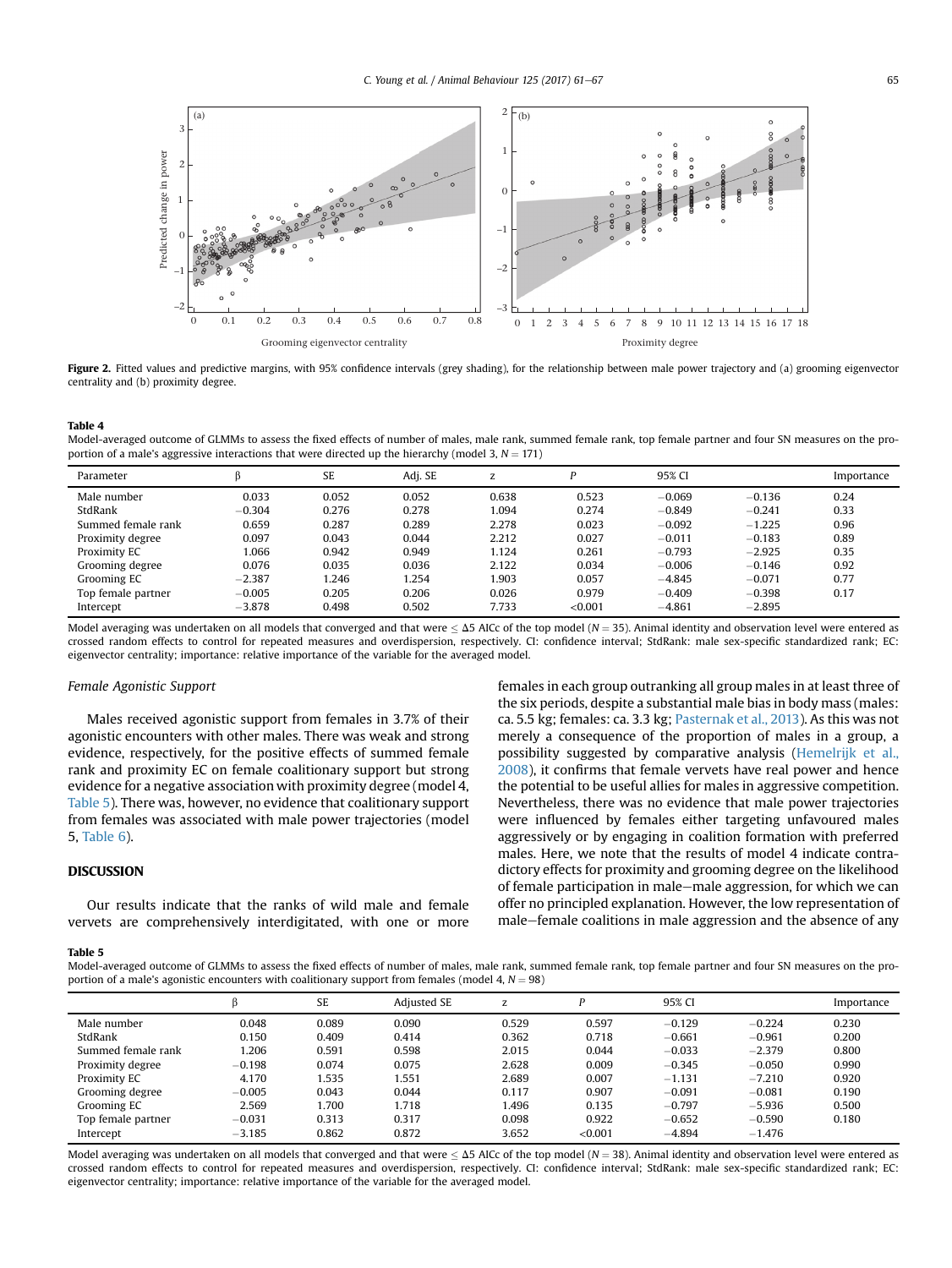Figure 2. Fitted values and predictive margins, with 95% confidence intervals (grey shading), for the relationship between male power trajectory and (a) grooming eigenvector centrality and (b) proximity degree.

**Table 4**

Model-averaged outcome of GLMMs to assess the fixed effects of number of males, male rank, summed female rank, top female partner and four SN measures on the proportion of a male's aggressive interactions that were directed up the hierarchy (model 3, $N = 171$)

| Parameter | β | SE | Adj. SE | z | P | 95% CI | | Importance |
|---|---|---|---|---|---|---|---|---|
| Male number | 0.033 | 0.052 | 0.052 | 0.638 | 0.523 | −0.069 | −0.136 | 0.24 |
| StdRank | −0.304 | 0.276 | 0.278 | 1.094 | 0.274 | −0.849 | −0.241 | 0.33 |
| Summed female rank | 0.659 | 0.287 | 0.289 | 2.278 | 0.023 | −0.092 | −1.225 | 0.96 |
| Proximity degree | 0.097 | 0.043 | 0.044 | 2.212 | 0.027 | −0.011 | −0.183 | 0.89 |
| Proximity EC | 1.066 | 0.942 | 0.949 | 1.124 | 0.261 | −0.793 | −2.925 | 0.35 |
| Grooming degree | 0.076 | 0.035 | 0.036 | 2.122 | 0.034 | −0.006 | −0.146 | 0.92 |
| Grooming EC | −2.387 | 1.246 | 1.254 | 1.903 | 0.057 | −4.845 | −0.071 | 0.77 |
| Top female partner | −0.005 | 0.205 | 0.206 | 0.026 | 0.979 | −0.409 | −0.398 | 0.17 |
| Intercept | −3.878 | 0.498 | 0.502 | 7.733 | <0.001 | −4.861 | −2.895 | |

Model averaging was undertaken on all models that converged and that were ≤ Δ5 AICc of the top model ($N = 35$). Animal identity and observation level were entered as crossed random effects to control for repeated measures and overdispersion, respectively. CI: confidence interval; StdRank: male sex-specific standardized rank; EC: eigenvector centrality; importance: relative importance of the variable for the averaged model.

### *Female Agonistic Support*

Males received agonistic support from females in 3.7% of their agonistic encounters with other males. There was weak and strong evidence, respectively, for the positive effects of summed female rank and proximity EC on female coalitionary support but strong evidence for a negative association with proximity degree (model 4, Table 5). There was, however, no evidence that coalitionary support from females was associated with male power trajectories (model 5, Table 6).

## DISCUSSION

Our results indicate that the ranks of wild male and female vervets are comprehensively interdigitated, with one or more females in each group outranking all group males in at least three of the six periods, despite a substantial male bias in body mass (males: ca. 5.5 kg; females: ca. 3.3 kg; Pasternak et al., 2013). As this was not merely a consequence of the proportion of males in a group, a possibility suggested by comparative analysis (Hemelrijk et al., 2008), it confirms that female vervets have real power and hence the potential to be useful allies for males in aggressive competition. Nevertheless, there was no evidence that male power trajectories were influenced by females either targeting unfavoured males aggressively or by engaging in coalition formation with preferred males. Here, we note that the results of model 4 indicate contradictory effects for proximity and grooming degree on the likelihood of female participation in male–male aggression, for which we can offer no principled explanation. However, the low representation of male–female coalitions in male aggression and the absence of any

**Table 5**

Model-averaged outcome of GLMMs to assess the fixed effects of number of males, male rank, summed female rank, top female partner and four SN measures on the proportion of a male's agonistic encounters with coalitionary support from females (model 4, $N = 98$)

| | β | SE | Adjusted SE | z | P | 95% CI | | Importance |
|---|---|---|---|---|---|---|---|---|
| Male number | 0.048 | 0.089 | 0.090 | 0.529 | 0.597 | −0.129 | −0.224 | 0.230 |
| StdRank | 0.150 | 0.409 | 0.414 | 0.362 | 0.718 | −0.661 | −0.961 | 0.200 |
| Summed female rank | 1.206 | 0.591 | 0.598 | 2.015 | 0.044 | −0.033 | −2.379 | 0.800 |
| Proximity degree | −0.198 | 0.074 | 0.075 | 2.628 | 0.009 | −0.345 | −0.050 | 0.990 |
| Proximity EC | 4.170 | 1.535 | 1.551 | 2.689 | 0.007 | −1.131 | −7.210 | 0.920 |
| Grooming degree | −0.005 | 0.043 | 0.044 | 0.117 | 0.907 | −0.091 | −0.081 | 0.190 |
| Grooming EC | 2.569 | 1.700 | 1.718 | 1.496 | 0.135 | −0.797 | −5.936 | 0.500 |
| Top female partner | −0.031 | 0.313 | 0.317 | 0.098 | 0.922 | −0.652 | −0.590 | 0.180 |
| Intercept | −3.185 | 0.862 | 0.872 | 3.652 | <0.001 | −4.894 | −1.476 | |

Model averaging was undertaken on all models that converged and that were ≤ Δ5 AICc of the top model ($N = 38$). Animal identity and observation level were entered as crossed random effects to control for repeated measures and overdispersion, respectively. CI: confidence interval; StdRank: male sex-specific standardized rank; EC: eigenvector centrality; importance: relative importance of the variable for the averaged model.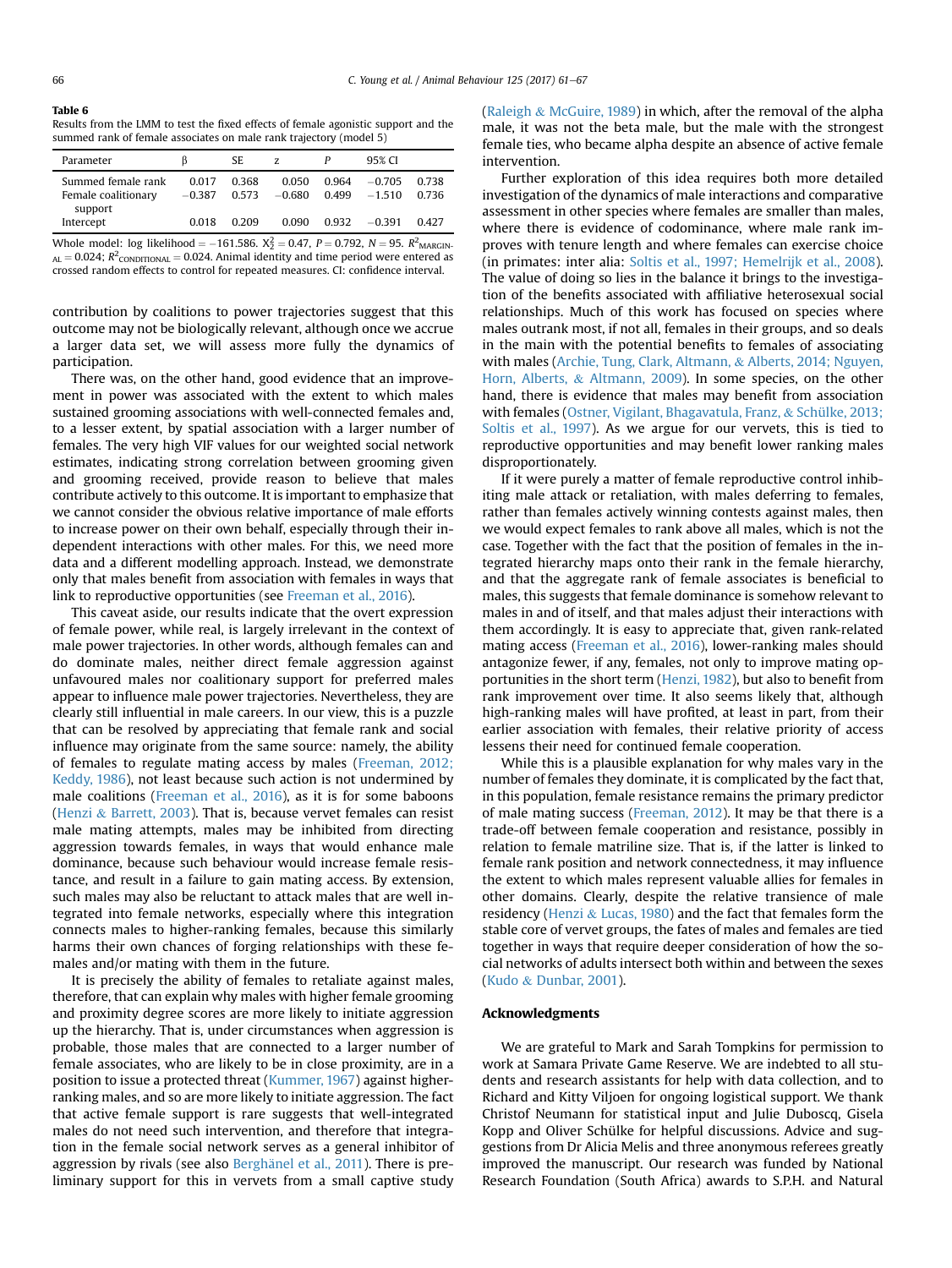**Table 6**
Results from the LMM to test the fixed effects of female agonistic support and the summed rank of female associates on male rank trajectory (model 5)

| Parameter | β | SE | z | P | 95% CI | |
|---|---|---|---|---|---|---|
| Summed female rank | 0.017 | 0.368 | 0.050 | 0.964 | −0.705 | 0.738 |
| Female coalitionary support | −0.387 | 0.573 | −0.680 | 0.499 | −1.510 | 0.736 |
| Intercept | 0.018 | 0.209 | 0.090 | 0.932 | −0.391 | 0.427 |

Whole model: log likelihood = −161.586. $X^2_2 = 0.47$, $P = 0.792$, $N = 95$. $R^2_{\text{MARGINAL}} = 0.024$; $R^2_{\text{CONDITIONAL}} = 0.024$. Animal identity and time period were entered as crossed random effects to control for repeated measures. CI: confidence interval.

contribution by coalitions to power trajectories suggest that this outcome may not be biologically relevant, although once we accrue a larger data set, we will assess more fully the dynamics of participation.

There was, on the other hand, good evidence that an improvement in power was associated with the extent to which males sustained grooming associations with well-connected females and, to a lesser extent, by spatial association with a larger number of females. The very high VIF values for our weighted social network estimates, indicating strong correlation between grooming given and grooming received, provide reason to believe that males contribute actively to this outcome. It is important to emphasize that we cannot consider the obvious relative importance of male efforts to increase power on their own behalf, especially through their independent interactions with other males. For this, we need more data and a different modelling approach. Instead, we demonstrate only that males benefit from association with females in ways that link to reproductive opportunities (see Freeman et al., 2016).

This caveat aside, our results indicate that the overt expression of female power, while real, is largely irrelevant in the context of male power trajectories. In other words, although females can and do dominate males, neither direct female aggression against unfavoured males nor coalitionary support for preferred males appear to influence male power trajectories. Nevertheless, they are clearly still influential in male careers. In our view, this is a puzzle that can be resolved by appreciating that female rank and social influence may originate from the same source: namely, the ability of females to regulate mating access by males (Freeman, 2012; Keddy, 1986), not least because such action is not undermined by male coalitions (Freeman et al., 2016), as it is for some baboons (Henzi & Barrett, 2003). That is, because vervet females can resist male mating attempts, males may be inhibited from directing aggression towards females, in ways that would enhance male dominance, because such behaviour would increase female resistance, and result in a failure to gain mating access. By extension, such males may also be reluctant to attack males that are well integrated into female networks, especially where this integration connects males to higher-ranking females, because this similarly harms their own chances of forging relationships with these females and/or mating with them in the future.

It is precisely the ability of females to retaliate against males, therefore, that can explain why males with higher female grooming and proximity degree scores are more likely to initiate aggression up the hierarchy. That is, under circumstances when aggression is probable, those males that are connected to a larger number of female associates, who are likely to be in close proximity, are in a position to issue a protected threat (Kummer, 1967) against higher-ranking males, and so are more likely to initiate aggression. The fact that active female support is rare suggests that well-integrated males do not need such intervention, and therefore that integration in the female social network serves as a general inhibitor of aggression by rivals (see also Berghänel et al., 2011). There is preliminary support for this in vervets from a small captive study (Raleigh & McGuire, 1989) in which, after the removal of the alpha male, it was not the beta male, but the male with the strongest female ties, who became alpha despite an absence of active female intervention.

Further exploration of this idea requires both more detailed investigation of the dynamics of male interactions and comparative assessment in other species where females are smaller than males, where there is evidence of codominance, where male rank improves with tenure length and where females can exercise choice (in primates: inter alia: Soltis et al., 1997; Hemelrijk et al., 2008). The value of doing so lies in the balance it brings to the investigation of the benefits associated with affiliative heterosexual social relationships. Much of this work has focused on species where males outrank most, if not all, females in their groups, and so deals in the main with the potential benefits to females of associating with males (Archie, Tung, Clark, Altmann, & Alberts, 2014; Nguyen, Horn, Alberts, & Altmann, 2009). In some species, on the other hand, there is evidence that males may benefit from association with females (Ostner, Vigilant, Bhagavatula, Franz, & Schülke, 2013; Soltis et al., 1997). As we argue for our vervets, this is tied to reproductive opportunities and may benefit lower ranking males disproportionately.

If it were purely a matter of female reproductive control inhibiting male attack or retaliation, with males deferring to females, rather than females actively winning contests against males, then we would expect females to rank above all males, which is not the case. Together with the fact that the position of females in the integrated hierarchy maps onto their rank in the female hierarchy, and that the aggregate rank of female associates is beneficial to males, this suggests that female dominance is somehow relevant to males in and of itself, and that males adjust their interactions with them accordingly. It is easy to appreciate that, given rank-related mating access (Freeman et al., 2016), lower-ranking males should antagonize fewer, if any, females, not only to improve mating opportunities in the short term (Henzi, 1982), but also to benefit from rank improvement over time. It also seems likely that, although high-ranking males will have profited, at least in part, from their earlier association with females, their relative priority of access lessens their need for continued female cooperation.

While this is a plausible explanation for why males vary in the number of females they dominate, it is complicated by the fact that, in this population, female resistance remains the primary predictor of male mating success (Freeman, 2012). It may be that there is a trade-off between female cooperation and resistance, possibly in relation to female matriline size. That is, if the latter is linked to female rank position and network connectedness, it may influence the extent to which males represent valuable allies for females in other domains. Clearly, despite the relative transience of male residency (Henzi & Lucas, 1980) and the fact that females form the stable core of vervet groups, the fates of males and females are tied together in ways that require deeper consideration of how the social networks of adults intersect both within and between the sexes (Kudo & Dunbar, 2001).

## Acknowledgments

We are grateful to Mark and Sarah Tompkins for permission to work at Samara Private Game Reserve. We are indebted to all students and research assistants for help with data collection, and to Richard and Kitty Viljoen for ongoing logistical support. We thank Christof Neumann for statistical input and Julie Duboscq, Gisela Kopp and Oliver Schülke for helpful discussions. Advice and suggestions from Dr Alicia Melis and three anonymous referees greatly improved the manuscript. Our research was funded by National Research Foundation (South Africa) awards to S.P.H. and Natural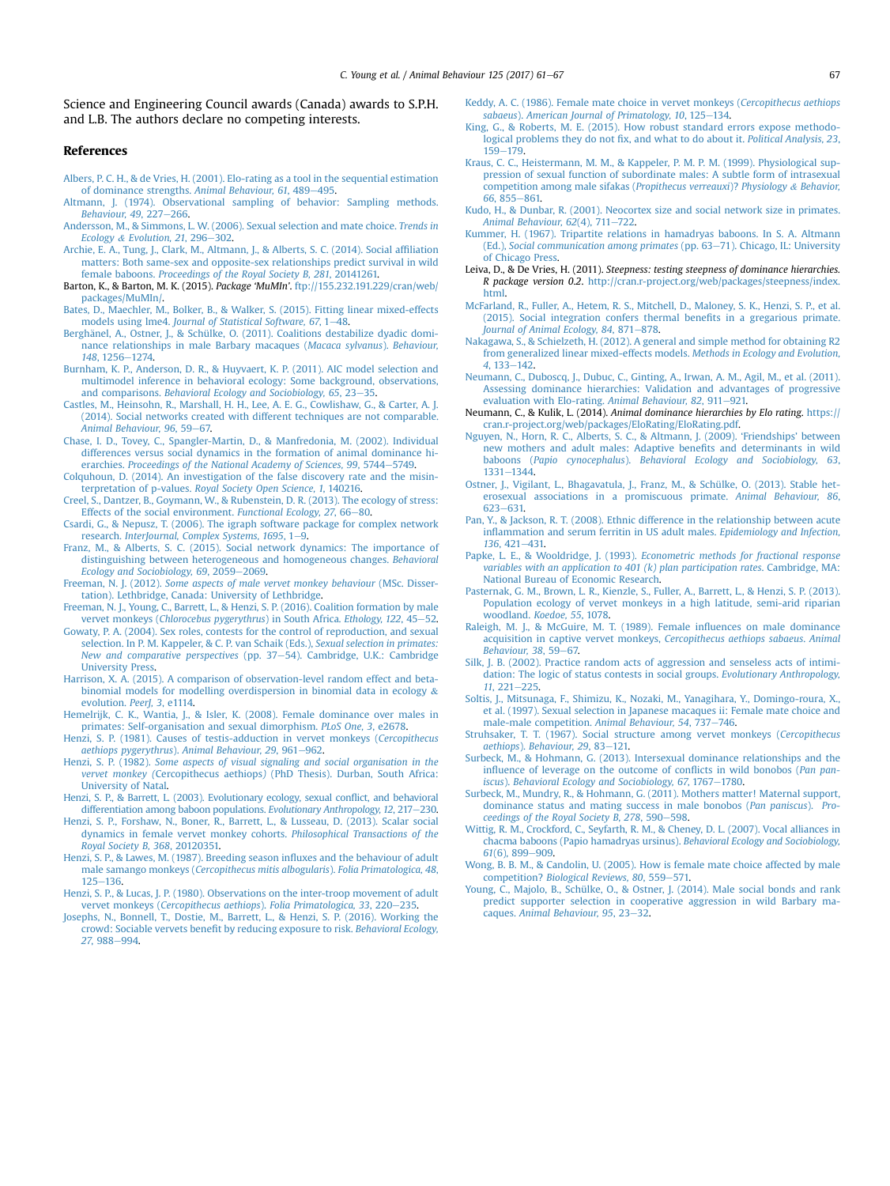Science and Engineering Council awards (Canada) awards to S.P.H. and L.B. The authors declare no competing interests.

## References

Albers, P. C. H., & de Vries, H. (2001). Elo-rating as a tool in the sequential estimation of dominance strengths. *Animal Behaviour, 61*, 489–495.

Altmann, J. (1974). Observational sampling of behavior: Sampling methods. *Behaviour, 49*, 227–266.

Andersson, M., & Simmons, L. W. (2006). Sexual selection and mate choice. *Trends in Ecology & Evolution, 21*, 296–302.

Archie, E. A., Tung, J., Clark, M., Altmann, J., & Alberts, S. C. (2014). Social affiliation matters: Both same-sex and opposite-sex relationships predict survival in wild female baboons. *Proceedings of the Royal Society B, 281*, 20141261.

Barton, K., & Barton, M. K. (2015). *Package 'MuMIn'*. ftp://155.232.191.229/cran/web/packages/MuMIn/.

Bates, D., Maechler, M., Bolker, B., & Walker, S. (2015). Fitting linear mixed-effects models using lme4. *Journal of Statistical Software, 67*, 1–48.

Berghänel, A., Ostner, J., & Schülke, O. (2011). Coalitions destabilize dyadic dominance relationships in male Barbary macaques (*Macaca sylvanus*). *Behaviour, 148*, 1256–1274.

Burnham, K. P., Anderson, D. R., & Huyvaert, K. P. (2011). AIC model selection and multimodel inference in behavioral ecology: Some background, observations, and comparisons. *Behavioral Ecology and Sociobiology, 65*, 23–35.

Castles, M., Heinsohn, R., Marshall, H. H., Lee, A. E. G., Cowlishaw, G., & Carter, A. J. (2014). Social networks created with different techniques are not comparable. *Animal Behaviour, 96*, 59–67.

Chase, I. D., Tovey, C., Spangler-Martin, D., & Manfredonia, M. (2002). Individual differences versus social dynamics in the formation of animal dominance hierarchies. *Proceedings of the National Academy of Sciences, 99*, 5744–5749.

Colquhoun, D. (2014). An investigation of the false discovery rate and the misinterpretation of p-values. *Royal Society Open Science, 1*, 140216.

Creel, S., Dantzer, B., Goymann, W., & Rubenstein, D. R. (2013). The ecology of stress: Effects of the social environment. *Functional Ecology, 27*, 66–80.

Csardi, G., & Nepusz, T. (2006). The igraph software package for complex network research. *InterJournal, Complex Systems, 1695*, 1–9.

Franz, M., & Alberts, S. C. (2015). Social network dynamics: The importance of distinguishing between heterogeneous and homogeneous changes. *Behavioral Ecology and Sociobiology, 69*, 2059–2069.

Freeman, N. J. (2012). *Some aspects of male vervet monkey behaviour* (MSc. Dissertation). Lethbridge, Canada: University of Lethbridge.

Freeman, N. J., Young, C., Barrett, L., & Henzi, S. P. (2016). Coalition formation by male vervet monkeys (*Chlorocebus pygerythrus*) in South Africa. *Ethology, 122*, 45–52.

Gowaty, P. A. (2004). Sex roles, contests for the control of reproduction, and sexual selection. In P. M. Kappeler, & C. P. van Schaik (Eds.), *Sexual selection in primates: New and comparative perspectives* (pp. 37–54). Cambridge, U.K.: Cambridge University Press.

Harrison, X. A. (2015). A comparison of observation-level random effect and beta-binomial models for modelling overdispersion in binomial data in ecology & evolution. *PeerJ, 3*, e1114.

Hemelrijk, C. K., Wantia, J., & Isler, K. (2008). Female dominance over males in primates: Self-organisation and sexual dimorphism. *PLoS One, 3*, e2678.

Henzi, S. P. (1981). Causes of testis-adduction in vervet monkeys (*Cercopithecus aethiops pygerythrus*). *Animal Behaviour, 29*, 961–962.

Henzi, S. P. (1982). *Some aspects of visual signaling and social organisation in the vervet monkey (*Cercopithecus aethiops*)* (PhD Thesis). Durban, South Africa: University of Natal.

Henzi, S. P., & Barrett, L. (2003). Evolutionary ecology, sexual conflict, and behavioral differentiation among baboon populations. *Evolutionary Anthropology, 12*, 217–230.

Henzi, S. P., Forshaw, N., Boner, R., Barrett, L., & Lusseau, D. (2013). Scalar social dynamics in female vervet monkey cohorts. *Philosophical Transactions of the Royal Society B, 368*, 20120351.

Henzi, S. P., & Lawes, M. (1987). Breeding season influxes and the behaviour of adult male samango monkeys (*Cercopithecus mitis albogularis*). *Folia Primatologica, 48*, 125–136.

Henzi, S. P., & Lucas, J. P. (1980). Observations on the inter-troop movement of adult vervet monkeys (*Cercopithecus aethiops*). *Folia Primatologica, 33*, 220–235.

Josephs, N., Bonnell, T., Dostie, M., Barrett, L., & Henzi, S. P. (2016). Working the crowd: Sociable vervets benefit by reducing exposure to risk. *Behavioral Ecology, 27*, 988–994.

Keddy, A. C. (1986). Female mate choice in vervet monkeys (*Cercopithecus aethiops sabaeus*). *American Journal of Primatology, 10*, 125–134.

King, G., & Roberts, M. E. (2015). How robust standard errors expose methodological problems they do not fix, and what to do about it. *Political Analysis, 23*, 159–179.

Kraus, C. C., Heistermann, M. M., & Kappeler, P. M. P. M. (1999). Physiological suppression of sexual function of subordinate males: A subtle form of intrasexual competition among male sifakas (*Propithecus verreauxi*)? *Physiology & Behavior, 66*, 855–861.

Kudo, H., & Dunbar, R. (2001). Neocortex size and social network size in primates. *Animal Behaviour, 62*(4), 711–722.

Kummer, H. (1967). Tripartite relations in hamadryas baboons. In S. A. Altmann (Ed.), *Social communication among primates* (pp. 63–71). Chicago, IL: University of Chicago Press.

Leiva, D., & De Vries, H. (2011). *Steepness: testing steepness of dominance hierarchies. R package version 0.2*. http://cran.r-project.org/web/packages/steepness/index.html.

McFarland, R., Fuller, A., Hetem, R. S., Mitchell, D., Maloney, S. K., Henzi, S. P., et al. (2015). Social integration confers thermal benefits in a gregarious primate. *Journal of Animal Ecology, 84*, 871–878.

Nakagawa, S., & Schielzeth, H. (2012). A general and simple method for obtaining R2 from generalized linear mixed-effects models. *Methods in Ecology and Evolution, 4*, 133–142.

Neumann, C., Duboscq, J., Dubuc, C., Ginting, A., Irwan, A. M., Agil, M., et al. (2011). Assessing dominance hierarchies: Validation and advantages of progressive evaluation with Elo-rating. *Animal Behaviour, 82*, 911–921.

Neumann, C., & Kulik, L. (2014). *Animal dominance hierarchies by Elo rating*. https://cran.r-project.org/web/packages/EloRating/EloRating.pdf.

Nguyen, N., Horn, R. C., Alberts, S. C., & Altmann, J. (2009). 'Friendships' between new mothers and adult males: Adaptive benefits and determinants in wild baboons (*Papio cynocephalus*). *Behavioral Ecology and Sociobiology, 63*, 1331–1344.

Ostner, J., Vigilant, L., Bhagavatula, J., Franz, M., & Schülke, O. (2013). Stable heterosexual associations in a promiscuous primate. *Animal Behaviour, 86*, 623–631.

Pan, Y., & Jackson, R. T. (2008). Ethnic difference in the relationship between acute inflammation and serum ferritin in US adult males. *Epidemiology and Infection, 136*, 421–431.

Papke, L. E., & Wooldridge, J. (1993). *Econometric methods for fractional response variables with an application to 401 (k) plan participation rates*. Cambridge, MA: National Bureau of Economic Research.

Pasternak, G. M., Brown, L. R., Kienzle, S., Fuller, A., Barrett, L., & Henzi, S. P. (2013). Population ecology of vervet monkeys in a high latitude, semi-arid riparian woodland. *Koedoe, 55*, 1078.

Raleigh, M. J., & McGuire, M. T. (1989). Female influences on male dominance acquisition in captive vervet monkeys, *Cercopithecus aethiops sabaeus*. *Animal Behaviour, 38*, 59–67.

Silk, J. B. (2002). Practice random acts of aggression and senseless acts of intimidation: The logic of status contests in social groups. *Evolutionary Anthropology, 11*, 221–225.

Soltis, J., Mitsunaga, F., Shimizu, K., Nozaki, M., Yanagihara, Y., Domingo-roura, X., et al. (1997). Sexual selection in Japanese macaques ii: Female mate choice and male-male competition. *Animal Behaviour, 54*, 737–746.

Struhsaker, T. T. (1967). Social structure among vervet monkeys (*Cercopithecus aethiops*). *Behaviour, 29*, 83–121.

Surbeck, M., & Hohmann, G. (2013). Intersexual dominance relationships and the influence of leverage on the outcome of conflicts in wild bonobos (*Pan paniscus*). *Behavioral Ecology and Sociobiology, 67*, 1767–1780.

Surbeck, M., Mundry, R., & Hohmann, G. (2011). Mothers matter! Maternal support, dominance status and mating success in male bonobos (*Pan paniscus*). *Proceedings of the Royal Society B, 278*, 590–598.

Wittig, R. M., Crockford, C., Seyfarth, R. M., & Cheney, D. L. (2007). Vocal alliances in chacma baboons (Papio hamadryas ursinus). *Behavioral Ecology and Sociobiology, 61*(6), 899–909.

Wong, B. B. M., & Candolin, U. (2005). How is female mate choice affected by male competition? *Biological Reviews, 80*, 559–571.

Young, C., Majolo, B., Schülke, O., & Ostner, J. (2014). Male social bonds and rank predict supporter selection in cooperative aggression in wild Barbary macaques. *Animal Behaviour, 95*, 23–32.